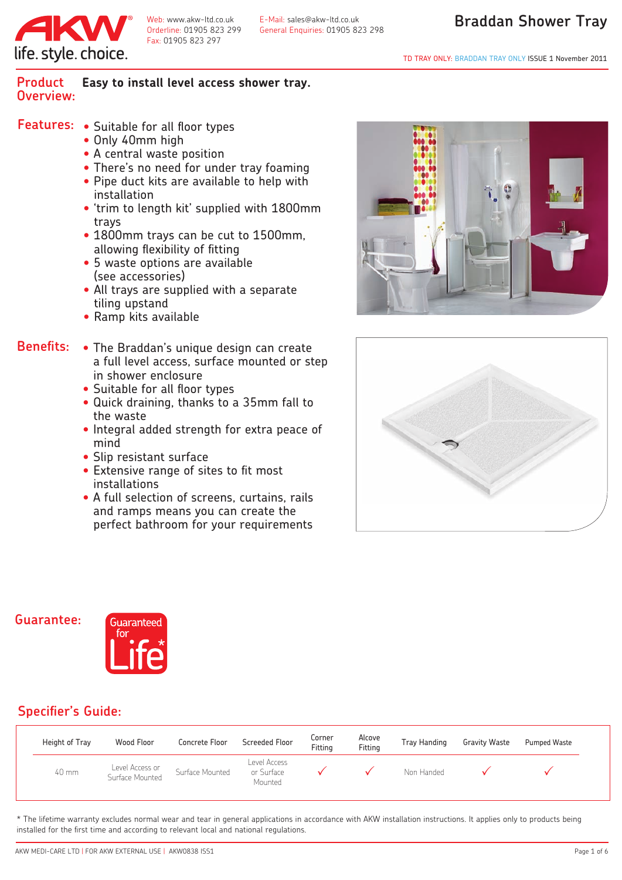Web: www.akw-ltd.co.uk
Orderline: 01905 823 299
Fax: 01905 823 297

E-Mail: sales@akw-ltd.co.uk
General Enquiries: 01905 823 298

# Braddan Shower Tray

TD TRAY ONLY: BRADDAN TRAY ONLY ISSUE 1 November 2011

**Product Overview:** **Easy to install level access shower tray.**

## Features:

- Suitable for all floor types
- Only 40mm high
- A central waste position
- There's no need for under tray foaming
- Pipe duct kits are available to help with installation
- 'trim to length kit' supplied with 1800mm trays
- 1800mm trays can be cut to 1500mm, allowing flexibility of fitting
- 5 waste options are available (see accessories)
- All trays are supplied with a separate tiling upstand
- Ramp kits available

## Benefits:

- The Braddan's unique design can create a full level access, surface mounted or step in shower enclosure
- Suitable for all floor types
- Quick draining, thanks to a 35mm fall to the waste
- Integral added strength for extra peace of mind
- Slip resistant surface
- Extensive range of sites to fit most installations
- A full selection of screens, curtains, rails and ramps means you can create the perfect bathroom for your requirements

## Guarantee:

Guaranteed for Life*

## Specifier's Guide:

| Height of Tray | Wood Floor | Concrete Floor | Screeded Floor | Corner Fitting | Alcove Fitting | Tray Handing | Gravity Waste | Pumped Waste |
|---|---|---|---|---|---|---|---|---|
| 40 mm | Level Access or Surface Mounted | Surface Mounted | Level Access or Surface Mounted | ✓ | ✓ | Non Handed | ✓ | ✓ |

* The lifetime warranty excludes normal wear and tear in general applications in accordance with AKW installation instructions. It applies only to products being installed for the first time and according to relevant local and national regulations.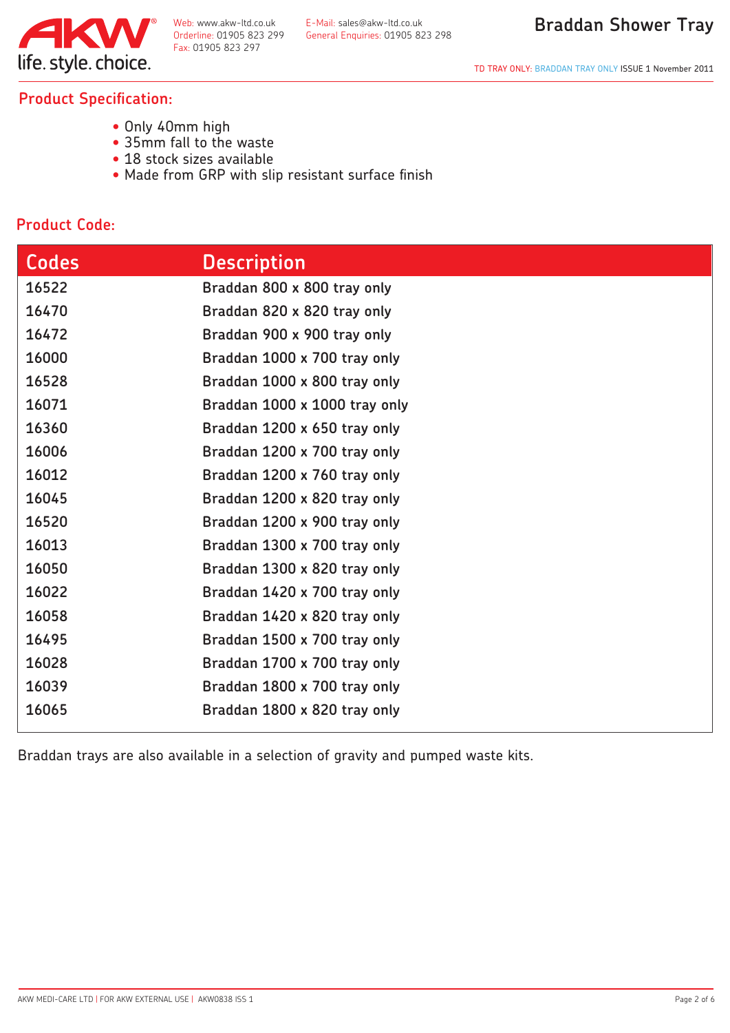# Braddan Shower Tray

TD TRAY ONLY: BRADDAN TRAY ONLY ISSUE 1 November 2011

## Product Specification:

- Only 40mm high
- 35mm fall to the waste
- 18 stock sizes available
- Made from GRP with slip resistant surface finish

## Product Code:

| Codes | Description |
|---|---|
| 16522 | Braddan 800 x 800 tray only |
| 16470 | Braddan 820 x 820 tray only |
| 16472 | Braddan 900 x 900 tray only |
| 16000 | Braddan 1000 x 700 tray only |
| 16528 | Braddan 1000 x 800 tray only |
| 16071 | Braddan 1000 x 1000 tray only |
| 16360 | Braddan 1200 x 650 tray only |
| 16006 | Braddan 1200 x 700 tray only |
| 16012 | Braddan 1200 x 760 tray only |
| 16045 | Braddan 1200 x 820 tray only |
| 16520 | Braddan 1200 x 900 tray only |
| 16013 | Braddan 1300 x 700 tray only |
| 16050 | Braddan 1300 x 820 tray only |
| 16022 | Braddan 1420 x 700 tray only |
| 16058 | Braddan 1420 x 820 tray only |
| 16495 | Braddan 1500 x 700 tray only |
| 16028 | Braddan 1700 x 700 tray only |
| 16039 | Braddan 1800 x 700 tray only |
| 16065 | Braddan 1800 x 820 tray only |

Braddan trays are also available in a selection of gravity and pumped waste kits.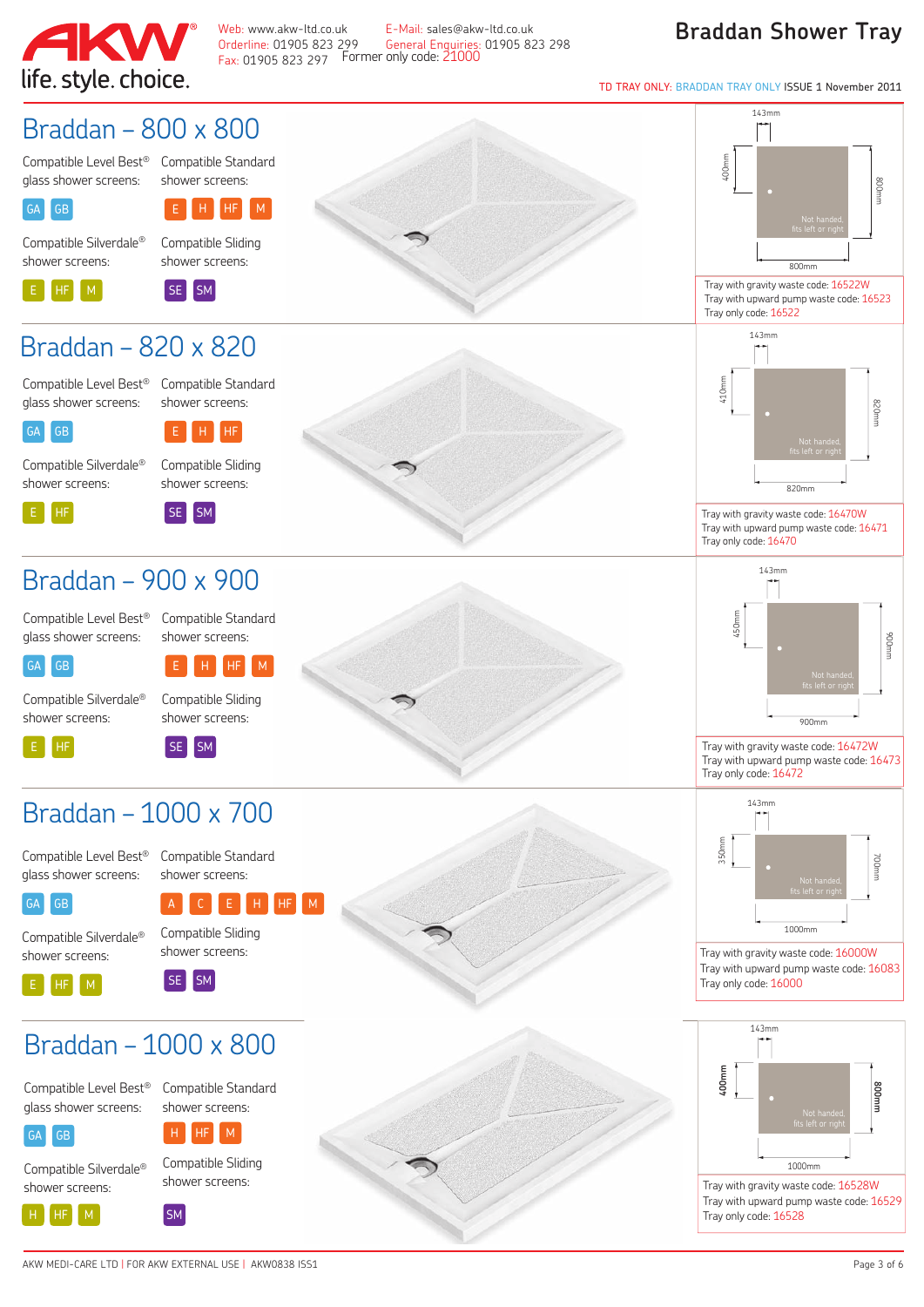life. style. choice.

Web: www.akw-ltd.co.uk
Orderline: 01905 823 299
Fax: 01905 823 297

E-Mail: sales@akw-ltd.co.uk
General Enquiries: 01905 823 298
Former only code: 21000

# Braddan Shower Tray

TD TRAY ONLY: BRADDAN TRAY ONLY ISSUE 1 November 2011

## Braddan – 800 x 800

Compatible Level Best® glass shower screens: GA, GB

Compatible Standard shower screens: E, H, HF, M

Compatible Silverdale® shower screens: E, HF, M

Compatible Sliding shower screens: SE, SM

143mm, 400mm, 800mm, 800mm

Not handed, fits left or right

Tray with gravity waste code: 16522W
Tray with upward pump waste code: 16523
Tray only code: 16522

## Braddan – 820 x 820

Compatible Level Best® glass shower screens: GA, GB

Compatible Standard shower screens: E, H, HF

Compatible Silverdale® shower screens: E, HF

Compatible Sliding shower screens: SE, SM

143mm, 410mm, 820mm, 820mm

Not handed, fits left or right

Tray with gravity waste code: 16470W
Tray with upward pump waste code: 16471
Tray only code: 16470

## Braddan – 900 x 900

Compatible Level Best® glass shower screens: GA, GB

Compatible Standard shower screens: E, H, HF, M

Compatible Silverdale® shower screens: E, HF

Compatible Sliding shower screens: SE, SM

143mm, 450mm, 900mm, 900mm

Not handed, fits left or right

Tray with gravity waste code: 16472W
Tray with upward pump waste code: 16473
Tray only code: 16472

## Braddan – 1000 x 700

Compatible Level Best® glass shower screens: GA, GB

Compatible Standard shower screens: A, C, E, H, HF, M

Compatible Silverdale® shower screens: E, HF, M

Compatible Sliding shower screens: SE, SM

143mm, 350mm, 700mm, 1000mm

Not handed, fits left or right

Tray with gravity waste code: 16000W
Tray with upward pump waste code: 16083
Tray only code: 16000

## Braddan – 1000 x 800

Compatible Level Best® glass shower screens: GA, GB

Compatible Standard shower screens: H, HF, M

Compatible Silverdale® shower screens: H, HF, M

Compatible Sliding shower screens: SM

143mm, 400mm, 800mm, 1000mm

Not handed, fits left or right

Tray with gravity waste code: 16528W
Tray with upward pump waste code: 16529
Tray only code: 16528

AKW MEDI-CARE LTD | FOR AKW EXTERNAL USE | AKW0838 ISS1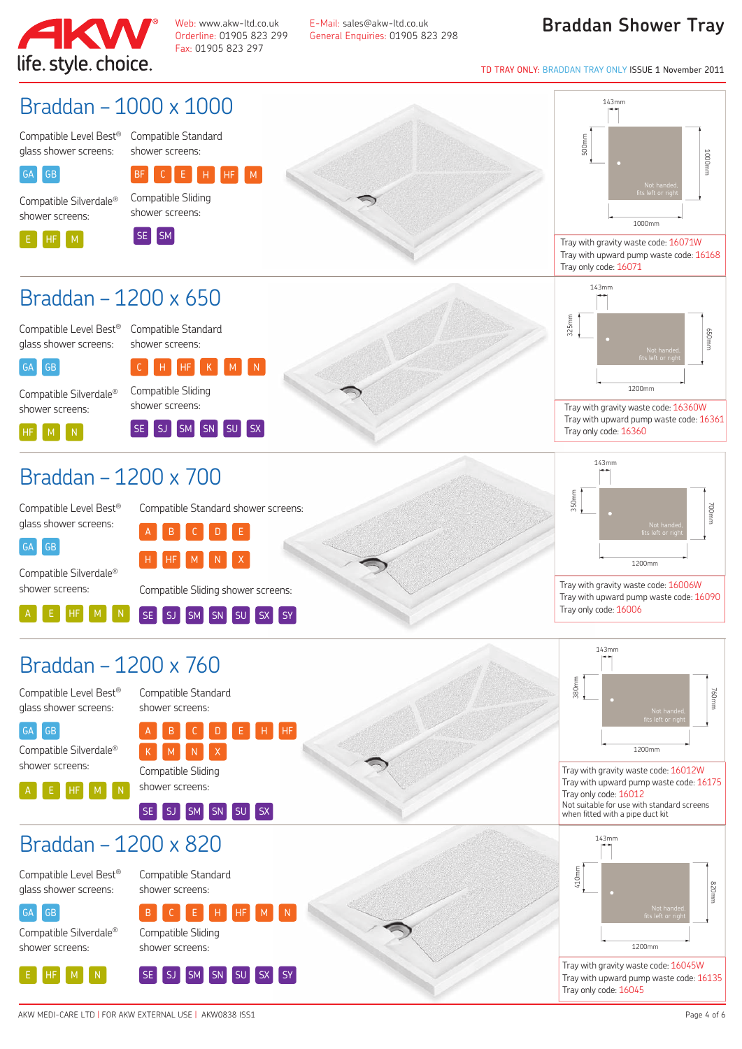life. style. choice.

Web: www.akw-ltd.co.uk
Orderline: 01905 823 299
Fax: 01905 823 297

E-Mail: sales@akw-ltd.co.uk
General Enquiries: 01905 823 298

# Braddan Shower Tray

TD TRAY ONLY: BRADDAN TRAY ONLY ISSUE 1 November 2011

## Braddan – 1000 x 1000

Compatible Level Best® glass shower screens: GA GB

Compatible Standard shower screens: BF C E H HF M

Compatible Silverdale® shower screens: E HF M

Compatible Sliding shower screens: SE SM

143mm; 500mm; 1000mm; 1000mm; Not handed, fits left or right

Tray with gravity waste code: 16071W
Tray with upward pump waste code: 16168
Tray only code: 16071

## Braddan – 1200 x 650

Compatible Level Best® glass shower screens: GA GB

Compatible Standard shower screens: C H HF K M N

Compatible Silverdale® shower screens: HF M N

Compatible Sliding shower screens: SE SJ SM SN SU SX

143mm; 325mm; 650mm; 1200mm; Not handed, fits left or right

Tray with gravity waste code: 16360W
Tray with upward pump waste code: 16361
Tray only code: 16360

## Braddan – 1200 x 700

Compatible Level Best® glass shower screens: GA GB

Compatible Standard shower screens: A B C D E H HF M N X

Compatible Silverdale® shower screens: A E HF M N

Compatible Sliding shower screens: SE SJ SM SN SU SX SY

143mm; 350mm; 700mm; 1200mm; Not handed, fits left or right

Tray with gravity waste code: 16006W
Tray with upward pump waste code: 16090
Tray only code: 16006

## Braddan – 1200 x 760

Compatible Level Best® glass shower screens: GA GB

Compatible Standard shower screens: A B C D E H HF K M N X

Compatible Silverdale® shower screens: A E HF M N

Compatible Sliding shower screens: SE SJ SM SN SU SX

143mm; 380mm; 760mm; 1200mm; Not handed, fits left or right

Tray with gravity waste code: 16012W
Tray with upward pump waste code: 16175
Tray only code: 16012
Not suitable for use with standard screens when fitted with a pipe duct kit

## Braddan – 1200 x 820

Compatible Level Best® glass shower screens: GA GB

Compatible Standard shower screens: B C E H HF M N

Compatible Silverdale® shower screens: E HF M N

Compatible Sliding shower screens: SE SJ SM SN SU SX SY

143mm; 410mm; 820mm; 1200mm; Not handed, fits left or right

Tray with gravity waste code: 16045W
Tray with upward pump waste code: 16135
Tray only code: 16045

AKW MEDI-CARE LTD | FOR AKW EXTERNAL USE | AKW0838 ISS1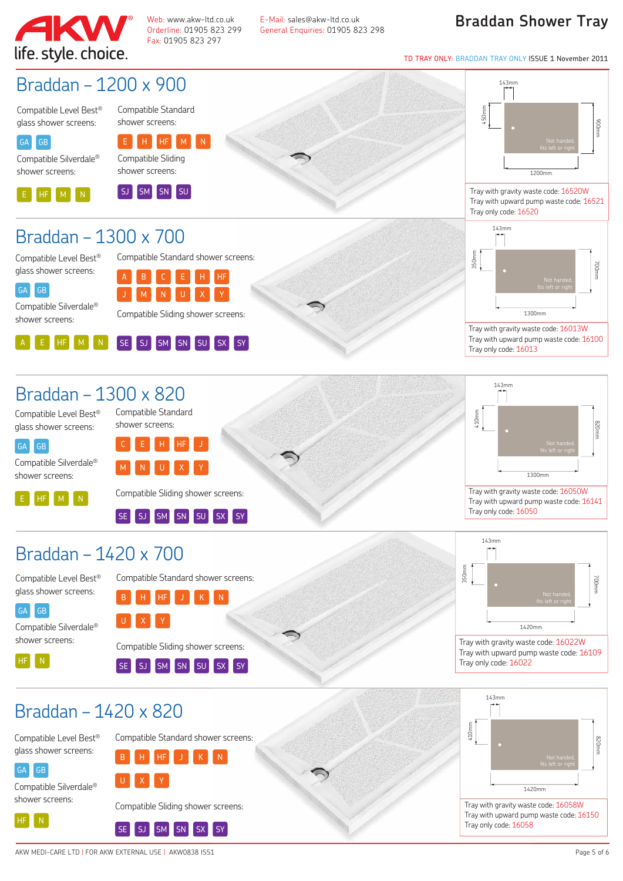# Braddan Shower Tray

Web: www.akw-ltd.co.uk
Orderline: 01905 823 299
Fax: 01905 823 297

E-Mail: sales@akw-ltd.co.uk
General Enquiries: 01905 823 298

TD TRAY ONLY: BRADDAN TRAY ONLY ISSUE 1 November 2011

## Braddan – 1200 x 900

Compatible Level Best® glass shower screens:

GA GB

Compatible Silverdale® shower screens:

E HF M N

Compatible Standard shower screens:

E H HF M N

Compatible Sliding shower screens:

SJ SM SN SU

143mm, 450mm, 900mm, 1200mm, Not handed, fits left or right

Tray with gravity waste code: 16520W
Tray with upward pump waste code: 16521
Tray only code: 16520

## Braddan – 1300 x 700

Compatible Level Best® glass shower screens:

GA GB

Compatible Silverdale® shower screens:

A E HF M N

Compatible Standard shower screens:

A B C E H HF
J M N U X Y

Compatible Sliding shower screens:

SE SJ SM SN SU SX SY

143mm, 350mm, 700mm, 1300mm, Not handed, fits left or right

Tray with gravity waste code: 16013W
Tray with upward pump waste code: 16100
Tray only code: 16013

## Braddan – 1300 x 820

Compatible Level Best® glass shower screens:

GA GB

Compatible Silverdale® shower screens:

E HF M N

Compatible Standard shower screens:

C E H HF J
M N U X Y

Compatible Sliding shower screens:

SE SJ SM SN SU SX SY

143mm, 410mm, 820mm, 1300mm, Not handed, fits left or right

Tray with gravity waste code: 16050W
Tray with upward pump waste code: 16141
Tray only code: 16050

## Braddan – 1420 x 700

Compatible Level Best® glass shower screens:

GA GB

Compatible Silverdale® shower screens:

HF N

Compatible Standard shower screens:

B H HF J K N
U X Y

Compatible Sliding shower screens:

SE SJ SM SN SU SX SY

143mm, 350mm, 700mm, 1420mm, Not handed, fits left or right

Tray with gravity waste code: 16022W
Tray with upward pump waste code: 16109
Tray only code: 16022

## Braddan – 1420 x 820

Compatible Level Best® glass shower screens:

GA GB

Compatible Silverdale® shower screens:

HF N

Compatible Standard shower screens:

B H HF J K N
U X Y

Compatible Sliding shower screens:

SE SJ SM SN SX SY

143mm, 410mm, 820mm, 1420mm, Not handed, fits left or right

Tray with gravity waste code: 16058W
Tray with upward pump waste code: 16150
Tray only code: 16058

AKW MEDI-CARE LTD | FOR AKW EXTERNAL USE | AKW0838 ISS1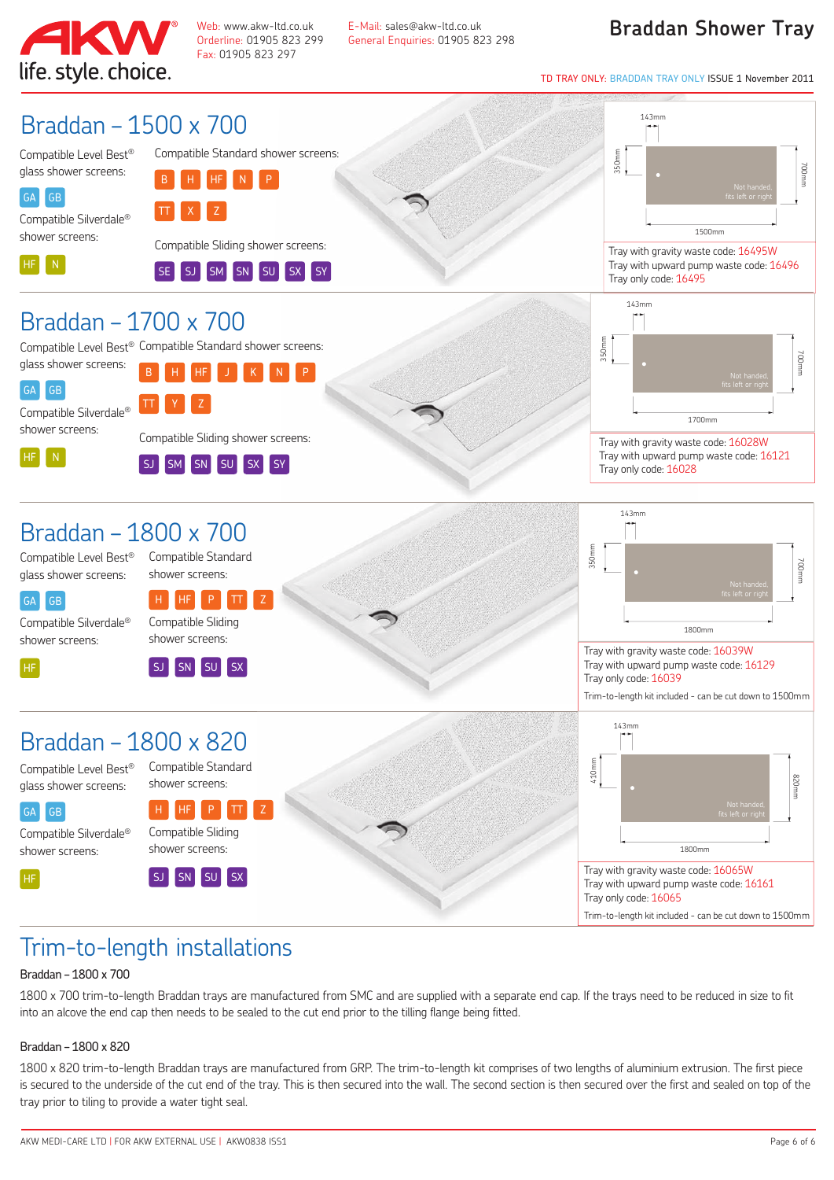# Braddan Shower Tray

TD TRAY ONLY: BRADDAN TRAY ONLY ISSUE 1 November 2011

Web: www.akw-ltd.co.uk
Orderline: 01905 823 299
Fax: 01905 823 297

E-Mail: sales@akw-ltd.co.uk
General Enquiries: 01905 823 298

## Braddan – 1500 x 700

Compatible Level Best® glass shower screens:

GA GB

Compatible Silverdale® shower screens:

HF N

Compatible Standard shower screens:

B H HF N P TT X Z

Compatible Sliding shower screens:

SE SJ SM SN SU SX SY

143mm
350mm
700mm
Not handed, fits left or right
1500mm

Tray with gravity waste code: 16495W
Tray with upward pump waste code: 16496
Tray only code: 16495

## Braddan – 1700 x 700

Compatible Level Best® glass shower screens:

GA GB

Compatible Silverdale® shower screens:

HF N

Compatible Standard shower screens:

B H HF J K N P TT Y Z

Compatible Sliding shower screens:

SJ SM SN SU SX SY

143mm
350mm
700mm
Not handed, fits left or right
1700mm

Tray with gravity waste code: 16028W
Tray with upward pump waste code: 16121
Tray only code: 16028

## Braddan – 1800 x 700

Compatible Level Best® glass shower screens:

GA GB

Compatible Silverdale® shower screens:

HF

Compatible Standard shower screens:

H HF P TT Z

Compatible Sliding shower screens:

SJ SN SU SX

143mm
350mm
700mm
Not handed, fits left or right
1800mm

Tray with gravity waste code: 16039W
Tray with upward pump waste code: 16129
Tray only code: 16039
Trim-to-length kit included - can be cut down to 1500mm

## Braddan – 1800 x 820

Compatible Level Best® glass shower screens:

GA GB

Compatible Silverdale® shower screens:

HF

Compatible Standard shower screens:

H HF P TT Z

Compatible Sliding shower screens:

SJ SN SU SX

143mm
410mm
820mm
Not handed, fits left or right
1800mm

Tray with gravity waste code: 16065W
Tray with upward pump waste code: 16161
Tray only code: 16065
Trim-to-length kit included - can be cut down to 1500mm

## Trim-to-length installations

### Braddan – 1800 x 700

1800 x 700 trim-to-length Braddan trays are manufactured from SMC and are supplied with a separate end cap. If the trays need to be reduced in size to fit into an alcove the end cap then needs to be sealed to the cut end prior to the tilling flange being fitted.

### Braddan – 1800 x 820

1800 x 820 trim-to-length Braddan trays are manufactured from GRP. The trim-to-length kit comprises of two lengths of aluminium extrusion. The first piece is secured to the underside of the cut end of the tray. This is then secured into the wall. The second section is then secured over the first and sealed on top of the tray prior to tiling to provide a water tight seal.

AKW MEDI-CARE LTD | FOR AKW EXTERNAL USE | AKW0838 ISS1